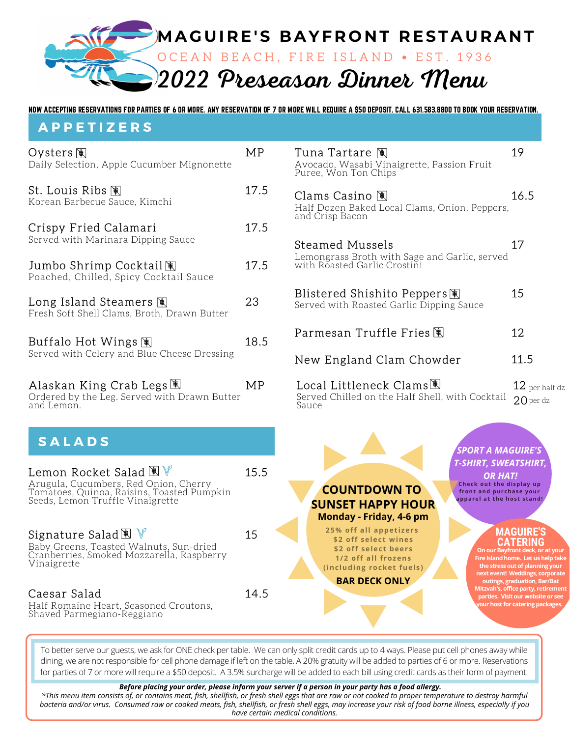# MAGUIRE'S BAYFRONT RESTAURANT

OCEAN BEACH, FIRE ISLAND • EST. 1936

## 2022 Preseason Dinner Menu

NOW ACCEPTING RESERVATIONS FOR PARTIES OF 6 OR MORE. ANY RESERVATION OF 7 OR MORE WILL REQUIRE A $50 DEPOSIT. CALL 631.583.8800 TO BOOK YOUR RESERVATION.

## APPETIZERS

**Oysters** * — MP
Daily Selection, Apple Cucumber Mignonette

**St. Louis Ribs** * — 17.5
Korean Barbecue Sauce, Kimchi

**Crispy Fried Calamari** — 17.5
Served with Marinara Dipping Sauce

**Jumbo Shrimp Cocktail** * — 17.5
Poached, Chilled, Spicy Cocktail Sauce

**Long Island Steamers** * — 23
Fresh Soft Shell Clams, Broth, Drawn Butter

**Buffalo Hot Wings** * — 18.5
Served with Celery and Blue Cheese Dressing

**Alaskan King Crab Legs** * — MP
Ordered by the Leg. Served with Drawn Butter and Lemon.

**Tuna Tartare** * — 19
Avocado, Wasabi Vinaigrette, Passion Fruit Puree, Won Ton Chips

**Clams Casino** * — 16.5
Half Dozen Baked Local Clams, Onion, Peppers, and Crisp Bacon

**Steamed Mussels** — 17
Lemongrass Broth with Sage and Garlic, served with Roasted Garlic Crostini

**Blistered Shishito Peppers** * — 15
Served with Roasted Garlic Dipping Sauce

**Parmesan Truffle Fries** * — 12

**New England Clam Chowder** — 11.5

**Local Littleneck Clams** * — 12 per half dz / 20 per dz
Served Chilled on the Half Shell, with Cocktail Sauce

## SALADS

**Lemon Rocket Salad** * (V) — 15.5
Arugula, Cucumbers, Red Onion, Cherry Tomatoes, Quinoa, Raisins, Toasted Pumpkin Seeds, Lemon Truffle Vinaigrette

**Signature Salad** * (V) — 15
Baby Greens, Toasted Walnuts, Sun-dried Cranberries, Smoked Mozzarella, Raspberry Vinaigrette

**Caesar Salad** — 14.5
Half Romaine Heart, Seasoned Croutons, Shaved Parmegiano-Reggiano

### COUNTDOWN TO SUNSET HAPPY HOUR

**Monday - Friday, 4-6 pm**

25% off all appetizers
$2 off select wines
$2 off select beers
1/2 off all frozens
(including rocket fuels)

**BAR DECK ONLY**

**SPORT A MAGUIRE'S T-SHIRT, SWEATSHIRT, OR HAT!**
Check out the display up front and purchase your apparel at the host stand!

**MAGUIRE'S CATERING**
On our Bayfront deck, or at your Fire Island home. Let us help take the stress out of planning your next event! Weddings, corporate outings, graduation, Bar/Bat Mitzvah's, office party, retirement parties. Visit our website or see your host for catering packages.

To better serve our guests, we ask for ONE check per table. We can only split credit cards up to 4 ways. Please put cell phones away while dining, we are not responsible for cell phone damage if left on the table. A 20% gratuity will be added to parties of 6 or more. Reservations for parties of 7 or more will require a $50 deposit. A 3.5% surcharge will be added to each bill using credit cards as their form of payment.

***Before placing your order, please inform your server if a person in your party has a food allergy.***

*\*This menu item consists of, or contains meat, fish, shellfish, or fresh shell eggs that are raw or not cooked to proper temperature to destroy harmful bacteria and/or virus. Consumed raw or cooked meats, fish, shellfish, or fresh shell eggs, may increase your risk of food borne illness, especially if you have certain medical conditions.*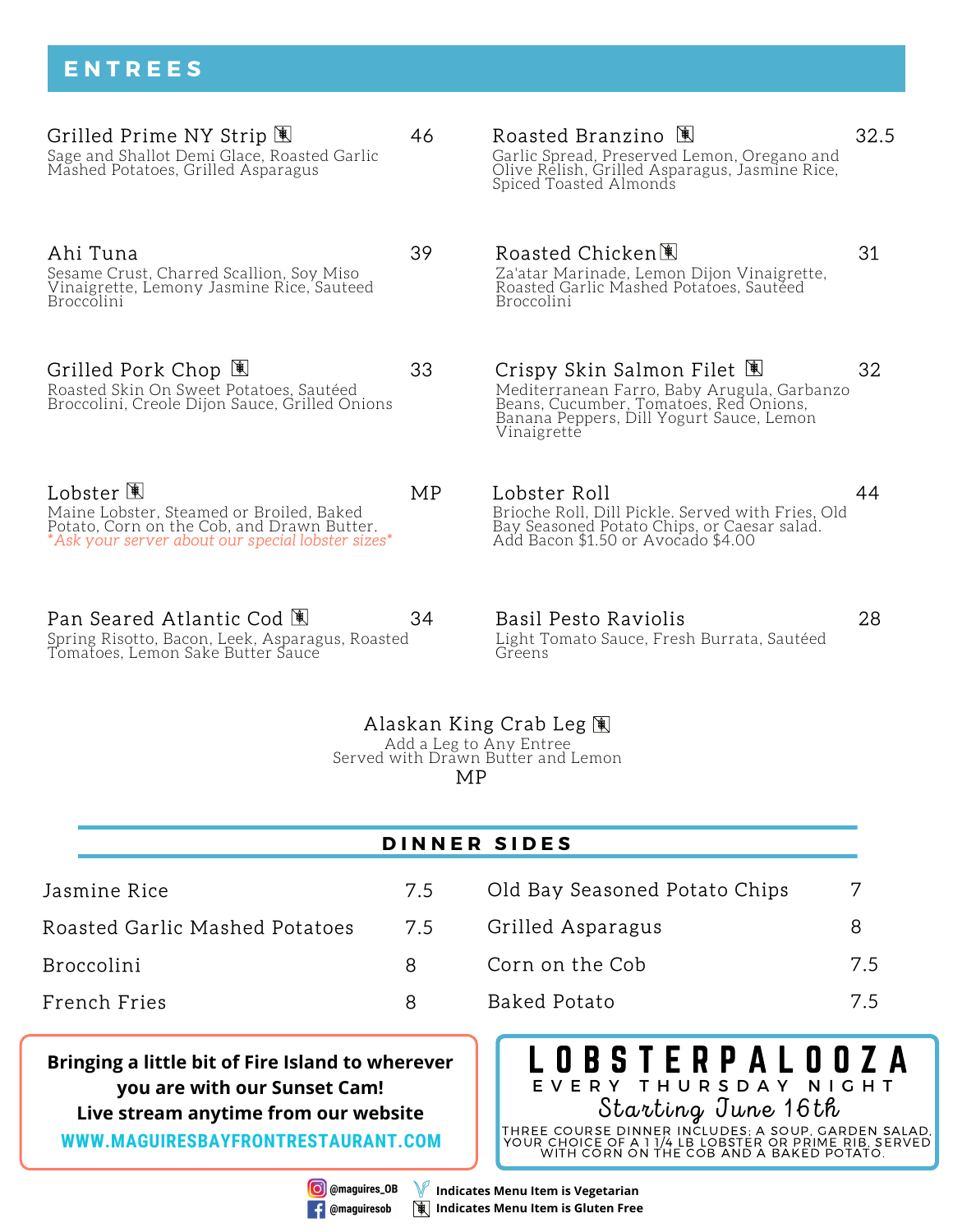## ENTREES

**Grilled Prime NY Strip** 🌾 — 46
Sage and Shallot Demi Glace, Roasted Garlic Mashed Potatoes, Grilled Asparagus

**Ahi Tuna** — 39
Sesame Crust, Charred Scallion, Soy Miso Vinaigrette, Lemony Jasmine Rice, Sauteed Broccolini

**Grilled Pork Chop** 🌾 — 33
Roasted Skin On Sweet Potatoes, Sautéed Broccolini, Creole Dijon Sauce, Grilled Onions

**Lobster** 🌾 — MP
Maine Lobster, Steamed or Broiled, Baked Potato, Corn on the Cob, and Drawn Butter.
*Ask your server about our special lobster sizes*

**Pan Seared Atlantic Cod** 🌾 — 34
Spring Risotto, Bacon, Leek, Asparagus, Roasted Tomatoes, Lemon Sake Butter Sauce

**Roasted Branzino** 🌾 — 32.5
Garlic Spread, Preserved Lemon, Oregano and Olive Relish, Grilled Asparagus, Jasmine Rice, Spiced Toasted Almonds

**Roasted Chicken** 🌾 — 31
Za'atar Marinade, Lemon Dijon Vinaigrette, Roasted Garlic Mashed Potatoes, Sautéed Broccolini

**Crispy Skin Salmon Filet** 🌾 — 32
Mediterranean Farro, Baby Arugula, Garbanzo Beans, Cucumber, Tomatoes, Red Onions, Banana Peppers, Dill Yogurt Sauce, Lemon Vinaigrette

**Lobster Roll** — 44
Brioche Roll, Dill Pickle. Served with Fries, Old Bay Seasoned Potato Chips, or Caesar salad.
Add Bacon $1.50 or Avocado $4.00

**Basil Pesto Raviolis** — 28
Light Tomato Sauce, Fresh Burrata, Sautéed Greens

**Alaskan King Crab Leg** 🌾
Add a Leg to Any Entree
Served with Drawn Butter and Lemon
MP

## DINNER SIDES

| | |
|---|---|
| Jasmine Rice | 7.5 |
| Roasted Garlic Mashed Potatoes | 7.5 |
| Broccolini | 8 |
| French Fries | 8 |
| Old Bay Seasoned Potato Chips | 7 |
| Grilled Asparagus | 8 |
| Corn on the Cob | 7.5 |
| Baked Potato | 7.5 |

**Bringing a little bit of Fire Island to wherever you are with our Sunset Cam!**
**Live stream anytime from our website**
**WWW.MAGUIRESBAYFRONTRESTAURANT.COM**

## LOBSTERPALOOZA

EVERY THURSDAY NIGHT
*Starting June 16th*

THREE COURSE DINNER INCLUDES; A SOUP, GARDEN SALAD, YOUR CHOICE OF A 1 1/4 LB LOBSTER OR PRIME RIB, SERVED WITH CORN ON THE COB AND A BAKED POTATO.

@maguires_OB
@maguiresob

Indicates Menu Item is Vegetarian
🌾 Indicates Menu Item is Gluten Free